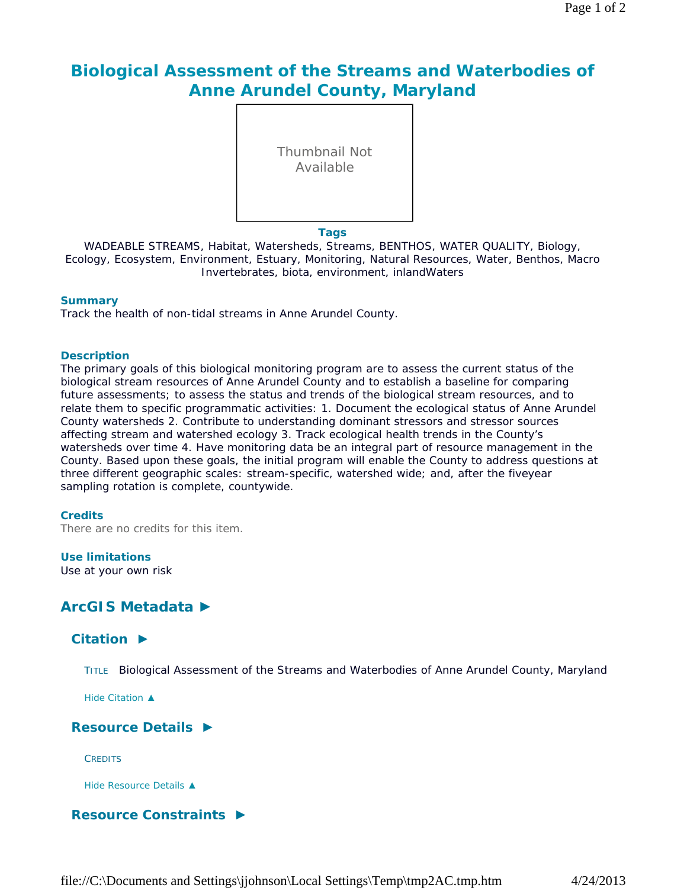# Biological Assessment of the Streams and Waterbodies of Anne Arundel County, Maryland

Thumbnail Not Available

**Tags**

WADEABLE STREAMS, Habitat, Watersheds, Streams, BENTHOS, WATER QUALITY, Biology, Ecology, Ecosystem, Environment, Estuary, Monitoring, Natural Resources, Water, Benthos, Macro Invertebrates, biota, environment, inlandWaters

**Summary**

Track the health of non-tidal streams in Anne Arundel County.

**Description**

The primary goals of this biological monitoring program are to assess the current status of the biological stream resources of Anne Arundel County and to establish a baseline for comparing future assessments; to assess the status and trends of the biological stream resources, and to relate them to specific programmatic activities: 1. Document the ecological status of Anne Arundel County watersheds 2. Contribute to understanding dominant stressors and stressor sources affecting stream and watershed ecology 3. Track ecological health trends in the County's watersheds over time 4. Have monitoring data be an integral part of resource management in the County. Based upon these goals, the initial program will enable the County to address questions at three different geographic scales: stream-specific, watershed wide; and, after the fiveyear sampling rotation is complete, countywide.

**Credits**

There are no credits for this item.

**Use limitations**

Use at your own risk

## ArcGIS Metadata ►

### Citation ►

TITLE Biological Assessment of the Streams and Waterbodies of Anne Arundel County, Maryland

Hide Citation ▲

### Resource Details ►

CREDITS

Hide Resource Details ▲

### Resource Constraints ►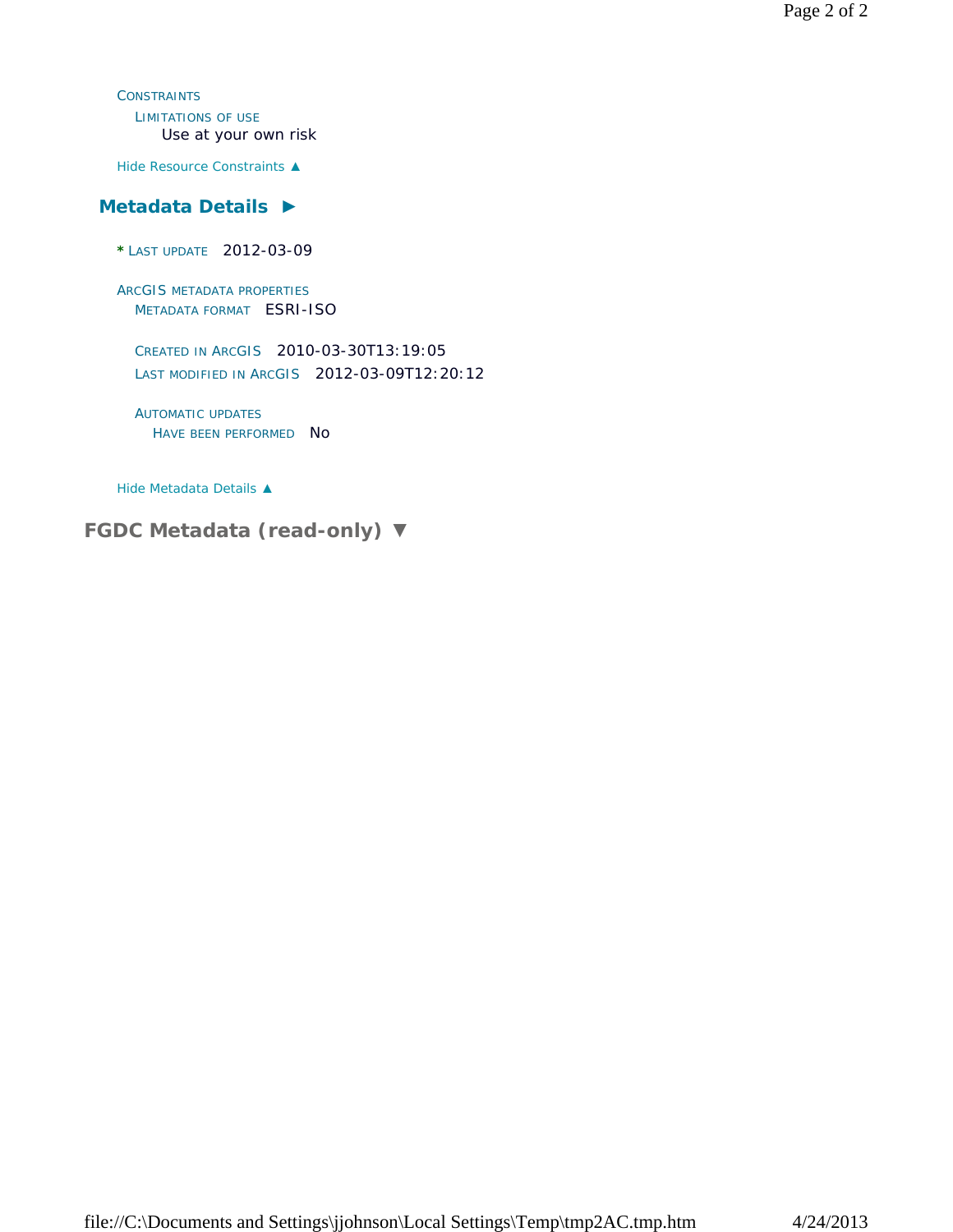CONSTRAINTS

LIMITATIONS OF USE

Use at your own risk

Hide Resource Constraints ▲

## Metadata Details ►

* LAST UPDATE 2012-03-09

ARCGIS METADATA PROPERTIES

METADATA FORMAT ESRI-ISO

CREATED IN ARCGIS 2010-03-30T13:19:05

LAST MODIFIED IN ARCGIS 2012-03-09T12:20:12

AUTOMATIC UPDATES

HAVE BEEN PERFORMED No

Hide Metadata Details ▲

## FGDC Metadata (read-only) ▼